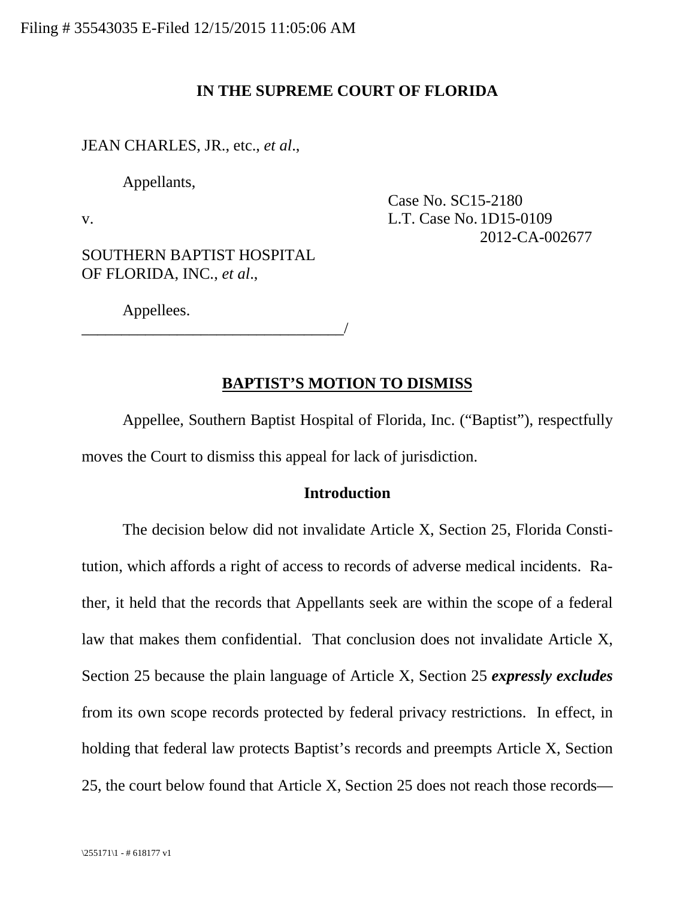Filing # 35543035 E-Filed 12/15/2015 11:05:06 AM

**IN THE SUPREME COURT OF FLORIDA**

JEAN CHARLES, JR., etc., *et al*.,

Appellants,

v.

SOUTHERN BAPTIST HOSPITAL OF FLORIDA, INC., *et al*.,

Appellees.

_________________________________/

Case No. SC15-2180
L.T. Case No. 1D15-0109
2012-CA-002677

**BAPTIST'S MOTION TO DISMISS**

Appellee, Southern Baptist Hospital of Florida, Inc. ("Baptist"), respectfully moves the Court to dismiss this appeal for lack of jurisdiction.

**Introduction**

The decision below did not invalidate Article X, Section 25, Florida Constitution, which affords a right of access to records of adverse medical incidents. Rather, it held that the records that Appellants seek are within the scope of a federal law that makes them confidential. That conclusion does not invalidate Article X, Section 25 because the plain language of Article X, Section 25 ***expressly excludes*** from its own scope records protected by federal privacy restrictions. In effect, in holding that federal law protects Baptist's records and preempts Article X, Section 25, the court below found that Article X, Section 25 does not reach those records—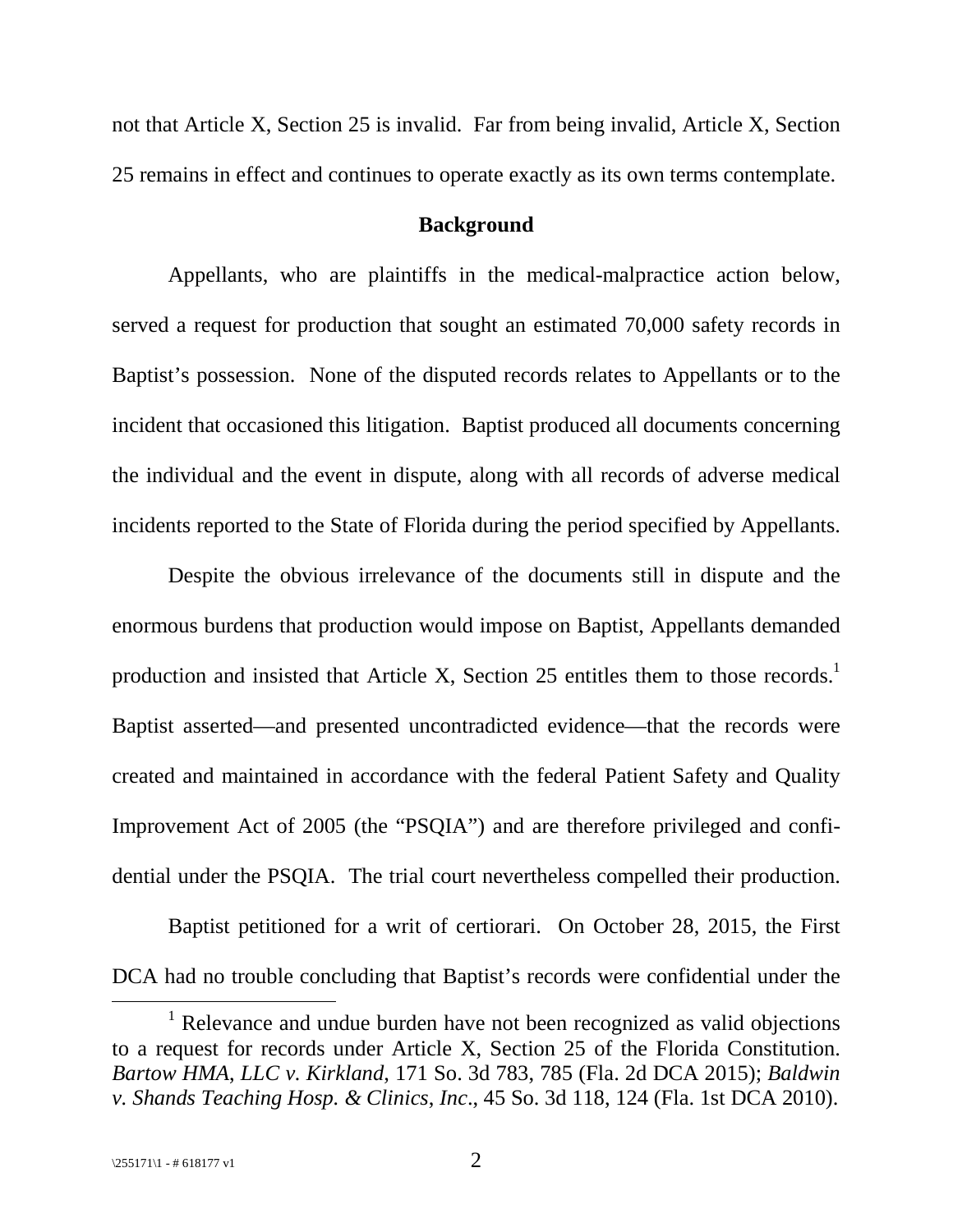not that Article X, Section 25 is invalid. Far from being invalid, Article X, Section 25 remains in effect and continues to operate exactly as its own terms contemplate.

## Background

Appellants, who are plaintiffs in the medical-malpractice action below, served a request for production that sought an estimated 70,000 safety records in Baptist's possession. None of the disputed records relates to Appellants or to the incident that occasioned this litigation. Baptist produced all documents concerning the individual and the event in dispute, along with all records of adverse medical incidents reported to the State of Florida during the period specified by Appellants.

Despite the obvious irrelevance of the documents still in dispute and the enormous burdens that production would impose on Baptist, Appellants demanded production and insisted that Article X, Section 25 entitles them to those records.[1] Baptist asserted—and presented uncontradicted evidence—that the records were created and maintained in accordance with the federal Patient Safety and Quality Improvement Act of 2005 (the "PSQIA") and are therefore privileged and confidential under the PSQIA. The trial court nevertheless compelled their production.

Baptist petitioned for a writ of certiorari. On October 28, 2015, the First DCA had no trouble concluding that Baptist's records were confidential under the

[1] Relevance and undue burden have not been recognized as valid objections to a request for records under Article X, Section 25 of the Florida Constitution. *Bartow HMA, LLC v. Kirkland*, 171 So. 3d 783, 785 (Fla. 2d DCA 2015); *Baldwin v. Shands Teaching Hosp. & Clinics, Inc*., 45 So. 3d 118, 124 (Fla. 1st DCA 2010).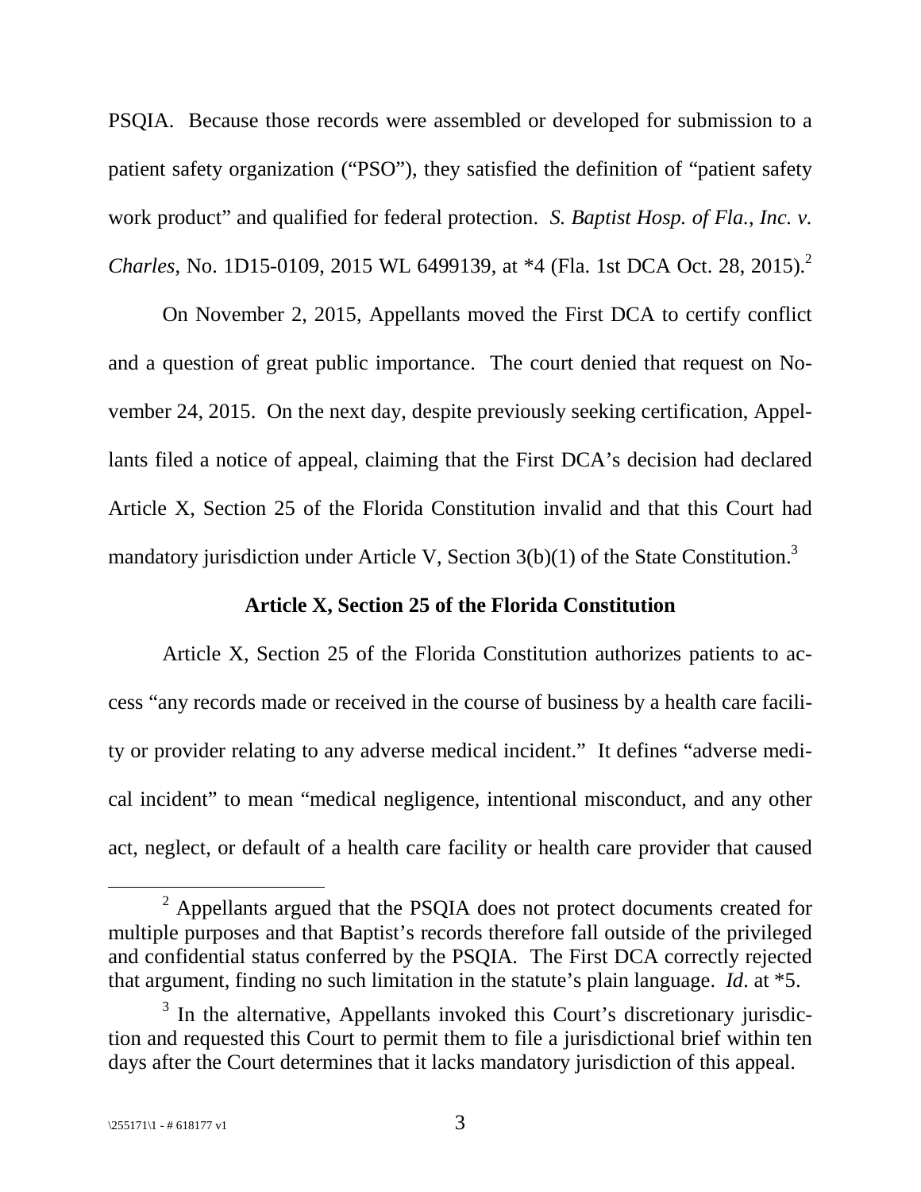PSQIA. Because those records were assembled or developed for submission to a patient safety organization ("PSO"), they satisfied the definition of "patient safety work product" and qualified for federal protection. *S. Baptist Hosp. of Fla., Inc. v. Charles*, No. 1D15-0109, 2015 WL 6499139, at *4 (Fla. 1st DCA Oct. 28, 2015).[2]

On November 2, 2015, Appellants moved the First DCA to certify conflict and a question of great public importance. The court denied that request on November 24, 2015. On the next day, despite previously seeking certification, Appellants filed a notice of appeal, claiming that the First DCA's decision had declared Article X, Section 25 of the Florida Constitution invalid and that this Court had mandatory jurisdiction under Article V, Section 3(b)(1) of the State Constitution.[3]

**Article X, Section 25 of the Florida Constitution**

Article X, Section 25 of the Florida Constitution authorizes patients to access "any records made or received in the course of business by a health care facility or provider relating to any adverse medical incident." It defines "adverse medical incident" to mean "medical negligence, intentional misconduct, and any other act, neglect, or default of a health care facility or health care provider that caused

[2] Appellants argued that the PSQIA does not protect documents created for multiple purposes and that Baptist's records therefore fall outside of the privileged and confidential status conferred by the PSQIA. The First DCA correctly rejected that argument, finding no such limitation in the statute's plain language. *Id*. at *5.

[3] In the alternative, Appellants invoked this Court's discretionary jurisdiction and requested this Court to permit them to file a jurisdictional brief within ten days after the Court determines that it lacks mandatory jurisdiction of this appeal.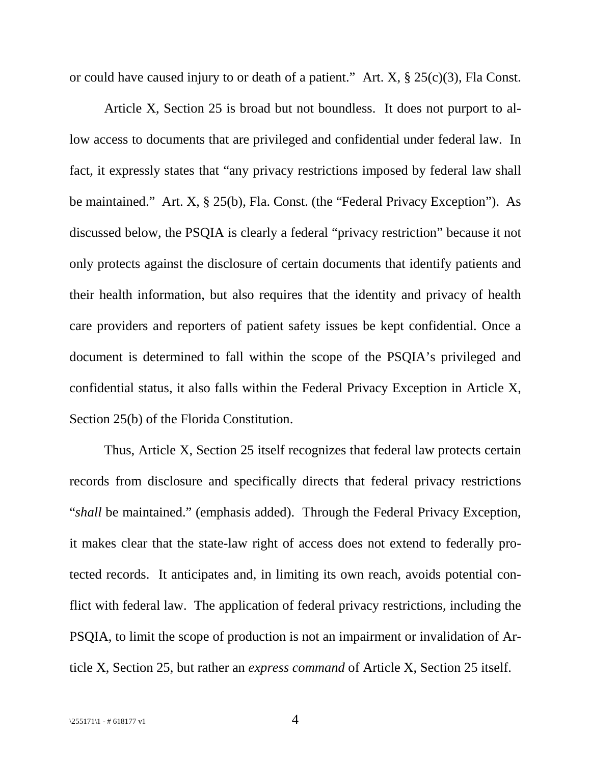or could have caused injury to or death of a patient." Art. X, § 25(c)(3), Fla Const.

Article X, Section 25 is broad but not boundless. It does not purport to allow access to documents that are privileged and confidential under federal law. In fact, it expressly states that "any privacy restrictions imposed by federal law shall be maintained." Art. X, § 25(b), Fla. Const. (the "Federal Privacy Exception"). As discussed below, the PSQIA is clearly a federal "privacy restriction" because it not only protects against the disclosure of certain documents that identify patients and their health information, but also requires that the identity and privacy of health care providers and reporters of patient safety issues be kept confidential. Once a document is determined to fall within the scope of the PSQIA's privileged and confidential status, it also falls within the Federal Privacy Exception in Article X, Section 25(b) of the Florida Constitution.

Thus, Article X, Section 25 itself recognizes that federal law protects certain records from disclosure and specifically directs that federal privacy restrictions "*shall* be maintained." (emphasis added). Through the Federal Privacy Exception, it makes clear that the state-law right of access does not extend to federally protected records. It anticipates and, in limiting its own reach, avoids potential conflict with federal law. The application of federal privacy restrictions, including the PSQIA, to limit the scope of production is not an impairment or invalidation of Article X, Section 25, but rather an *express command* of Article X, Section 25 itself.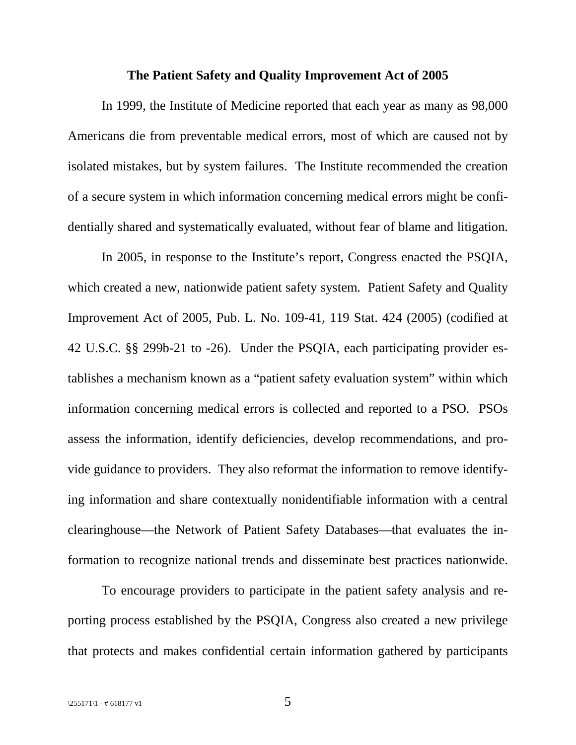## The Patient Safety and Quality Improvement Act of 2005

In 1999, the Institute of Medicine reported that each year as many as 98,000 Americans die from preventable medical errors, most of which are caused not by isolated mistakes, but by system failures. The Institute recommended the creation of a secure system in which information concerning medical errors might be confidentially shared and systematically evaluated, without fear of blame and litigation.

In 2005, in response to the Institute's report, Congress enacted the PSQIA, which created a new, nationwide patient safety system. Patient Safety and Quality Improvement Act of 2005, Pub. L. No. 109-41, 119 Stat. 424 (2005) (codified at 42 U.S.C. §§ 299b-21 to -26). Under the PSQIA, each participating provider establishes a mechanism known as a "patient safety evaluation system" within which information concerning medical errors is collected and reported to a PSO. PSOs assess the information, identify deficiencies, develop recommendations, and provide guidance to providers. They also reformat the information to remove identifying information and share contextually nonidentifiable information with a central clearinghouse—the Network of Patient Safety Databases—that evaluates the information to recognize national trends and disseminate best practices nationwide.

To encourage providers to participate in the patient safety analysis and reporting process established by the PSQIA, Congress also created a new privilege that protects and makes confidential certain information gathered by participants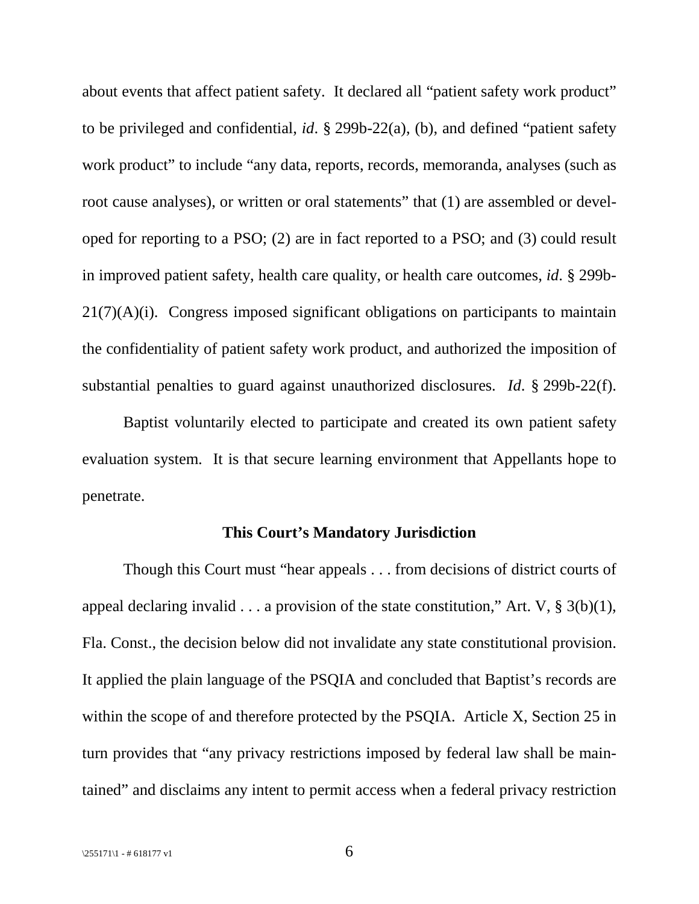about events that affect patient safety. It declared all "patient safety work product" to be privileged and confidential, *id*. § 299b-22(a), (b), and defined "patient safety work product" to include "any data, reports, records, memoranda, analyses (such as root cause analyses), or written or oral statements" that (1) are assembled or developed for reporting to a PSO; (2) are in fact reported to a PSO; and (3) could result in improved patient safety, health care quality, or health care outcomes, *id*. § 299b-21(7)(A)(i). Congress imposed significant obligations on participants to maintain the confidentiality of patient safety work product, and authorized the imposition of substantial penalties to guard against unauthorized disclosures. *Id*. § 299b-22(f).

Baptist voluntarily elected to participate and created its own patient safety evaluation system. It is that secure learning environment that Appellants hope to penetrate.

**This Court's Mandatory Jurisdiction**

Though this Court must "hear appeals . . . from decisions of district courts of appeal declaring invalid . . . a provision of the state constitution," Art. V, § 3(b)(1), Fla. Const., the decision below did not invalidate any state constitutional provision. It applied the plain language of the PSQIA and concluded that Baptist's records are within the scope of and therefore protected by the PSQIA. Article X, Section 25 in turn provides that "any privacy restrictions imposed by federal law shall be maintained" and disclaims any intent to permit access when a federal privacy restriction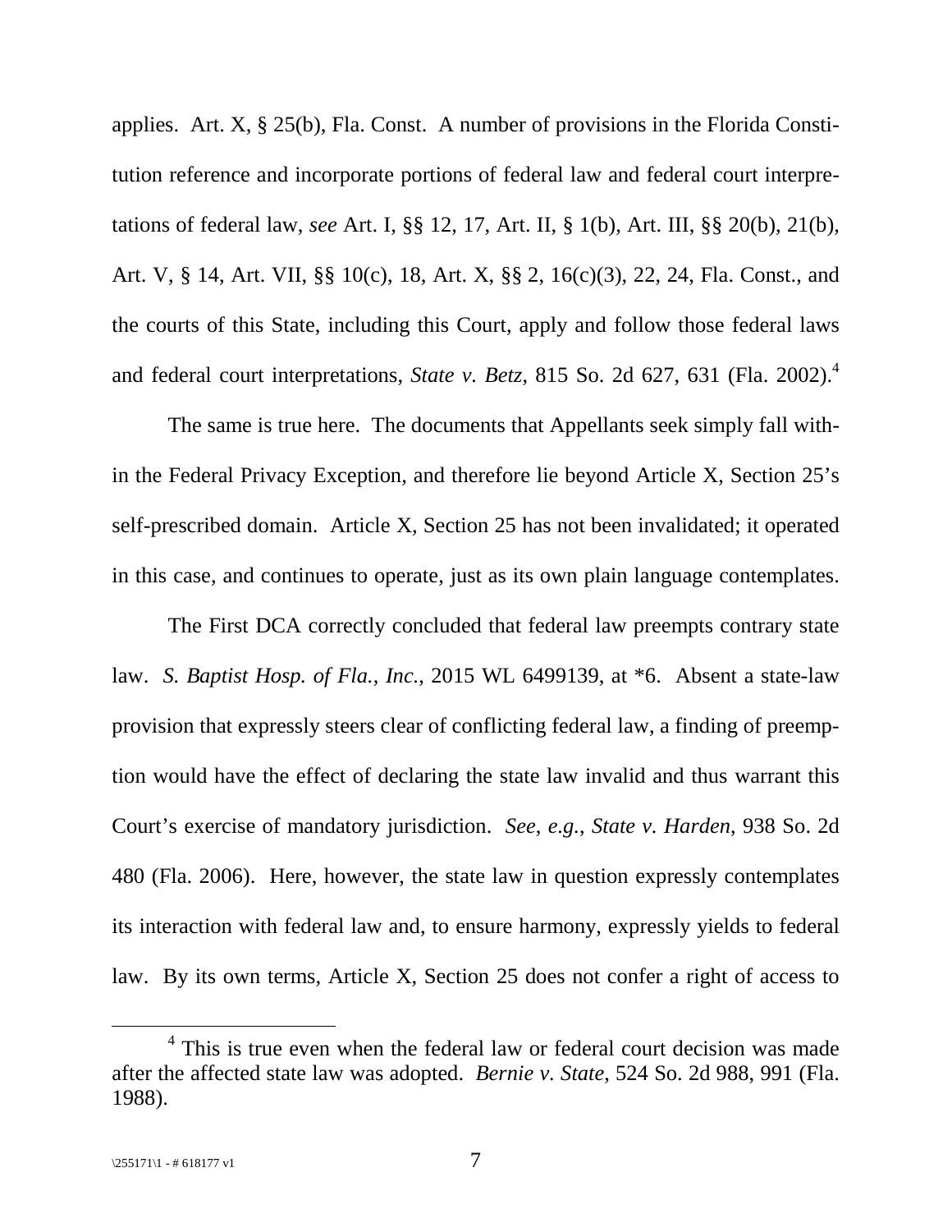applies. Art. X, § 25(b), Fla. Const. A number of provisions in the Florida Constitution reference and incorporate portions of federal law and federal court interpretations of federal law, *see* Art. I, §§ 12, 17, Art. II, § 1(b), Art. III, §§ 20(b), 21(b), Art. V, § 14, Art. VII, §§ 10(c), 18, Art. X, §§ 2, 16(c)(3), 22, 24, Fla. Const., and the courts of this State, including this Court, apply and follow those federal laws and federal court interpretations, *State v. Betz*, 815 So. 2d 627, 631 (Fla. 2002).[4]

The same is true here. The documents that Appellants seek simply fall within the Federal Privacy Exception, and therefore lie beyond Article X, Section 25's self-prescribed domain. Article X, Section 25 has not been invalidated; it operated in this case, and continues to operate, just as its own plain language contemplates.

The First DCA correctly concluded that federal law preempts contrary state law. *S. Baptist Hosp. of Fla., Inc.*, 2015 WL 6499139, at *6. Absent a state-law provision that expressly steers clear of conflicting federal law, a finding of preemption would have the effect of declaring the state law invalid and thus warrant this Court's exercise of mandatory jurisdiction. *See, e.g.*, *State v. Harden*, 938 So. 2d 480 (Fla. 2006). Here, however, the state law in question expressly contemplates its interaction with federal law and, to ensure harmony, expressly yields to federal law. By its own terms, Article X, Section 25 does not confer a right of access to

[4] This is true even when the federal law or federal court decision was made after the affected state law was adopted. *Bernie v. State*, 524 So. 2d 988, 991 (Fla. 1988).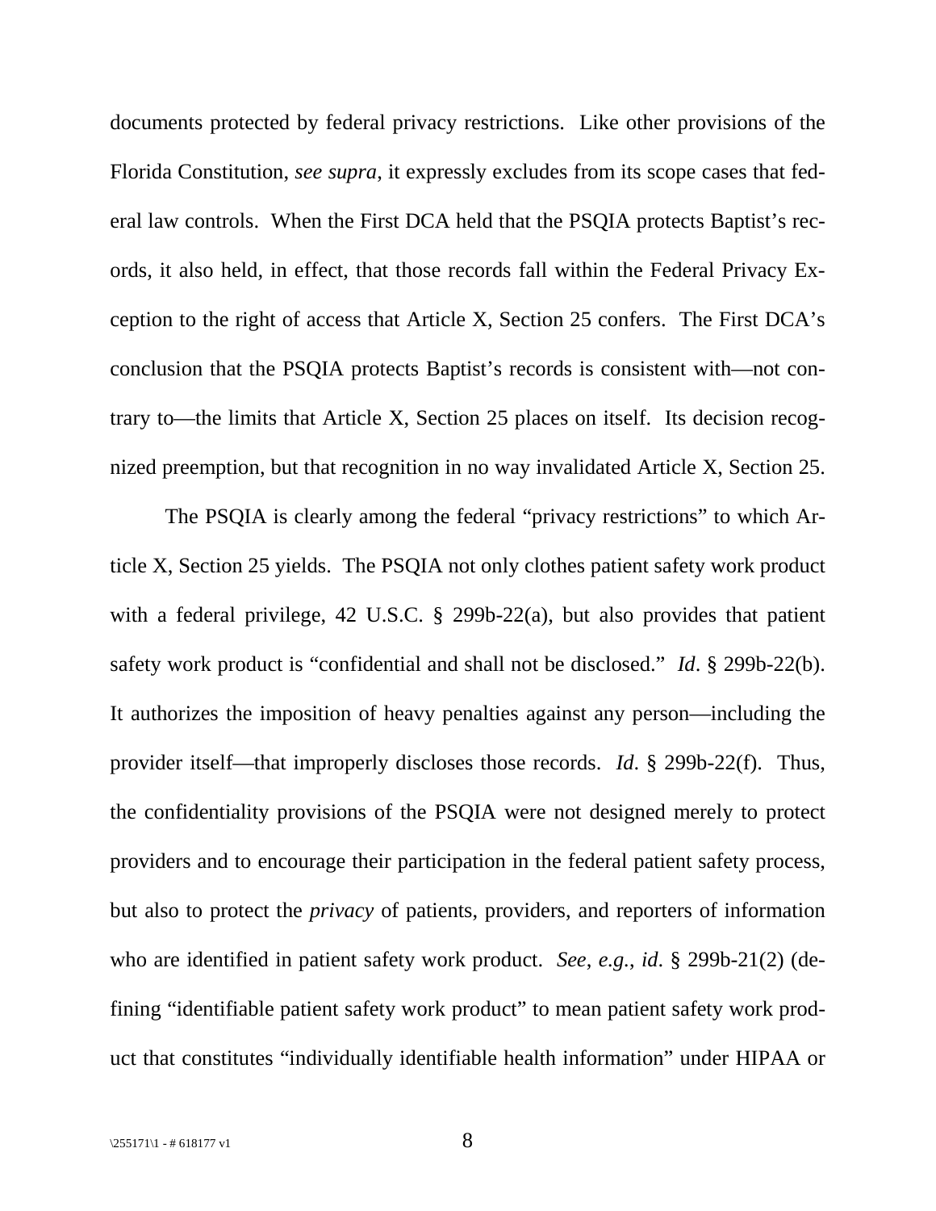documents protected by federal privacy restrictions. Like other provisions of the Florida Constitution, *see supra*, it expressly excludes from its scope cases that federal law controls. When the First DCA held that the PSQIA protects Baptist's records, it also held, in effect, that those records fall within the Federal Privacy Exception to the right of access that Article X, Section 25 confers. The First DCA's conclusion that the PSQIA protects Baptist's records is consistent with—not contrary to—the limits that Article X, Section 25 places on itself. Its decision recognized preemption, but that recognition in no way invalidated Article X, Section 25.

The PSQIA is clearly among the federal "privacy restrictions" to which Article X, Section 25 yields. The PSQIA not only clothes patient safety work product with a federal privilege, 42 U.S.C. § 299b-22(a), but also provides that patient safety work product is "confidential and shall not be disclosed." *Id*. § 299b-22(b). It authorizes the imposition of heavy penalties against any person—including the provider itself—that improperly discloses those records. *Id*. § 299b-22(f). Thus, the confidentiality provisions of the PSQIA were not designed merely to protect providers and to encourage their participation in the federal patient safety process, but also to protect the *privacy* of patients, providers, and reporters of information who are identified in patient safety work product. *See*, *e.g.*, *id*. § 299b-21(2) (defining "identifiable patient safety work product" to mean patient safety work product that constitutes "individually identifiable health information" under HIPAA or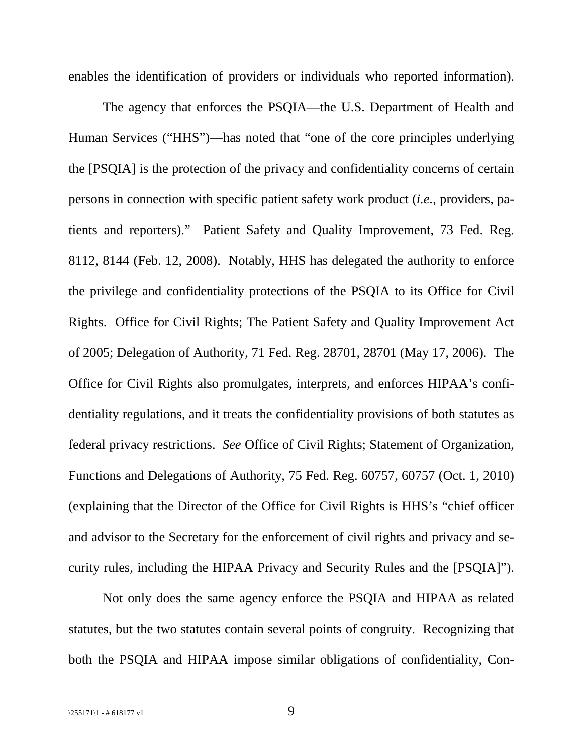enables the identification of providers or individuals who reported information).

The agency that enforces the PSQIA—the U.S. Department of Health and Human Services ("HHS")—has noted that "one of the core principles underlying the [PSQIA] is the protection of the privacy and confidentiality concerns of certain persons in connection with specific patient safety work product (*i.e.*, providers, patients and reporters)." Patient Safety and Quality Improvement, 73 Fed. Reg. 8112, 8144 (Feb. 12, 2008). Notably, HHS has delegated the authority to enforce the privilege and confidentiality protections of the PSQIA to its Office for Civil Rights. Office for Civil Rights; The Patient Safety and Quality Improvement Act of 2005; Delegation of Authority, 71 Fed. Reg. 28701, 28701 (May 17, 2006). The Office for Civil Rights also promulgates, interprets, and enforces HIPAA's confidentiality regulations, and it treats the confidentiality provisions of both statutes as federal privacy restrictions. *See* Office of Civil Rights; Statement of Organization, Functions and Delegations of Authority, 75 Fed. Reg. 60757, 60757 (Oct. 1, 2010) (explaining that the Director of the Office for Civil Rights is HHS's "chief officer and advisor to the Secretary for the enforcement of civil rights and privacy and security rules, including the HIPAA Privacy and Security Rules and the [PSQIA]").

Not only does the same agency enforce the PSQIA and HIPAA as related statutes, but the two statutes contain several points of congruity. Recognizing that both the PSQIA and HIPAA impose similar obligations of confidentiality, Con-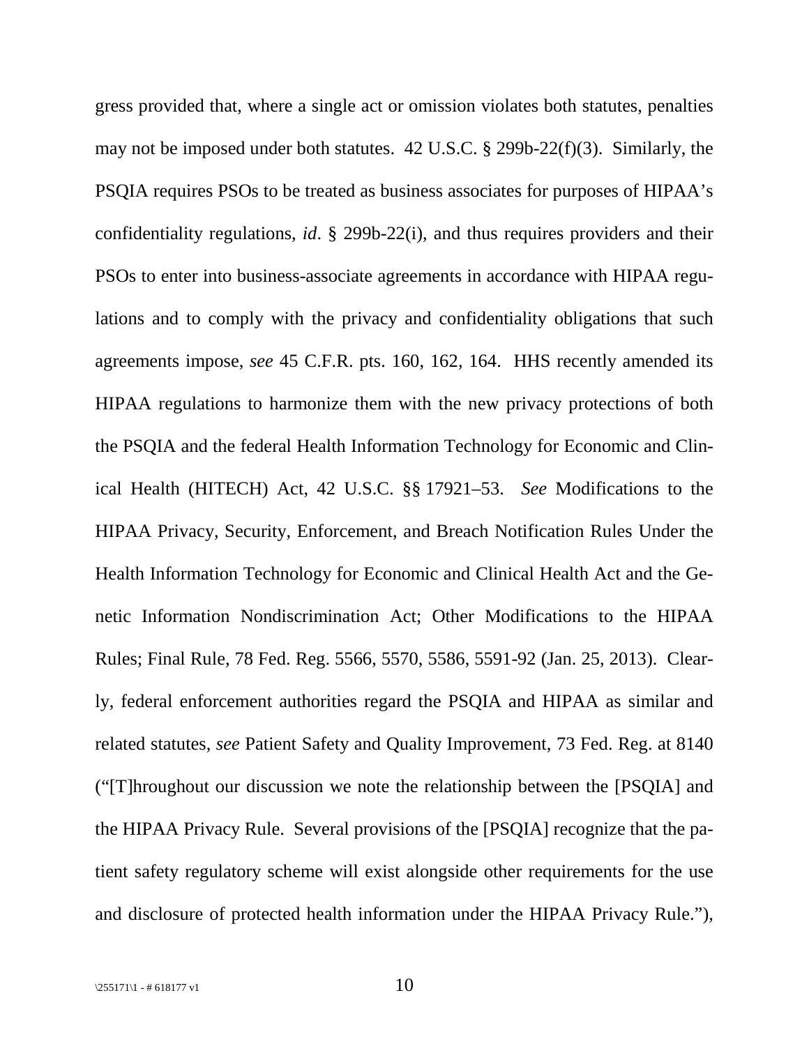gress provided that, where a single act or omission violates both statutes, penalties may not be imposed under both statutes. 42 U.S.C. § 299b-22(f)(3). Similarly, the PSQIA requires PSOs to be treated as business associates for purposes of HIPAA's confidentiality regulations, *id*. § 299b-22(i), and thus requires providers and their PSOs to enter into business-associate agreements in accordance with HIPAA regulations and to comply with the privacy and confidentiality obligations that such agreements impose, *see* 45 C.F.R. pts. 160, 162, 164. HHS recently amended its HIPAA regulations to harmonize them with the new privacy protections of both the PSQIA and the federal Health Information Technology for Economic and Clinical Health (HITECH) Act, 42 U.S.C. §§ 17921–53. *See* Modifications to the HIPAA Privacy, Security, Enforcement, and Breach Notification Rules Under the Health Information Technology for Economic and Clinical Health Act and the Genetic Information Nondiscrimination Act; Other Modifications to the HIPAA Rules; Final Rule, 78 Fed. Reg. 5566, 5570, 5586, 5591-92 (Jan. 25, 2013). Clearly, federal enforcement authorities regard the PSQIA and HIPAA as similar and related statutes, *see* Patient Safety and Quality Improvement, 73 Fed. Reg. at 8140 ("[T]hroughout our discussion we note the relationship between the [PSQIA] and the HIPAA Privacy Rule. Several provisions of the [PSQIA] recognize that the patient safety regulatory scheme will exist alongside other requirements for the use and disclosure of protected health information under the HIPAA Privacy Rule."),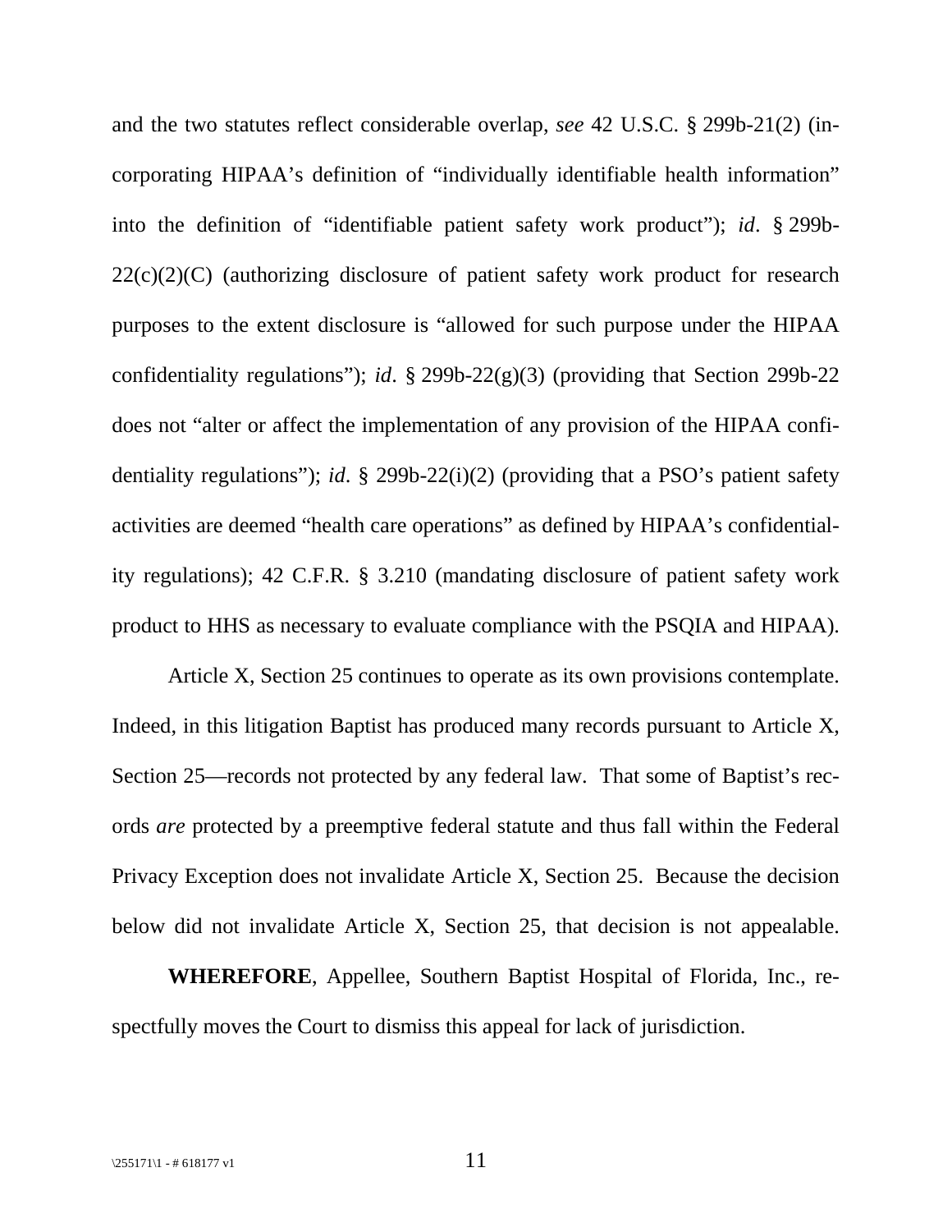and the two statutes reflect considerable overlap, *see* 42 U.S.C. § 299b-21(2) (incorporating HIPAA's definition of "individually identifiable health information" into the definition of "identifiable patient safety work product"); *id*. § 299b-22(c)(2)(C) (authorizing disclosure of patient safety work product for research purposes to the extent disclosure is "allowed for such purpose under the HIPAA confidentiality regulations"); *id*. § 299b-22(g)(3) (providing that Section 299b-22 does not "alter or affect the implementation of any provision of the HIPAA confidentiality regulations"); *id*. § 299b-22(i)(2) (providing that a PSO's patient safety activities are deemed "health care operations" as defined by HIPAA's confidentiality regulations); 42 C.F.R. § 3.210 (mandating disclosure of patient safety work product to HHS as necessary to evaluate compliance with the PSQIA and HIPAA).

Article X, Section 25 continues to operate as its own provisions contemplate. Indeed, in this litigation Baptist has produced many records pursuant to Article X, Section 25—records not protected by any federal law. That some of Baptist's records *are* protected by a preemptive federal statute and thus fall within the Federal Privacy Exception does not invalidate Article X, Section 25. Because the decision below did not invalidate Article X, Section 25, that decision is not appealable.

**WHEREFORE**, Appellee, Southern Baptist Hospital of Florida, Inc., respectfully moves the Court to dismiss this appeal for lack of jurisdiction.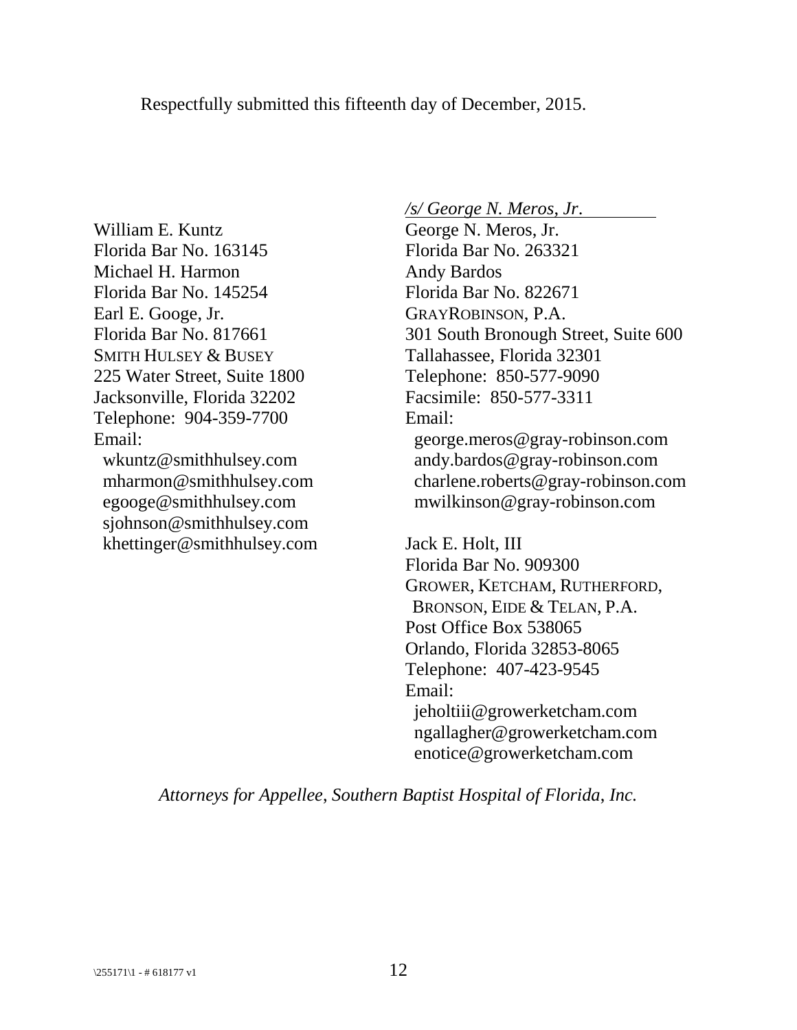Respectfully submitted this fifteenth day of December, 2015.

*/s/ George N. Meros, Jr.*
George N. Meros, Jr.
Florida Bar No. 263321
Andy Bardos
Florida Bar No. 822671
GRAYROBINSON, P.A.
301 South Bronough Street, Suite 600
Tallahassee, Florida 32301
Telephone: 850-577-9090
Facsimile: 850-577-3311
Email:
george.meros@gray-robinson.com
andy.bardos@gray-robinson.com
charlene.roberts@gray-robinson.com
mwilkinson@gray-robinson.com

William E. Kuntz
Florida Bar No. 163145
Michael H. Harmon
Florida Bar No. 145254
Earl E. Googe, Jr.
Florida Bar No. 817661
SMITH HULSEY & BUSEY
225 Water Street, Suite 1800
Jacksonville, Florida 32202
Telephone: 904-359-7700
Email:
wkuntz@smithhulsey.com
mharmon@smithhulsey.com
egooge@smithhulsey.com
sjohnson@smithhulsey.com
khettinger@smithhulsey.com

Jack E. Holt, III
Florida Bar No. 909300
GROWER, KETCHAM, RUTHERFORD, BRONSON, EIDE & TELAN, P.A.
Post Office Box 538065
Orlando, Florida 32853-8065
Telephone: 407-423-9545
Email:
jeholtiii@growerketcham.com
ngallagher@growerketcham.com
enotice@growerketcham.com

*Attorneys for Appellee, Southern Baptist Hospital of Florida, Inc.*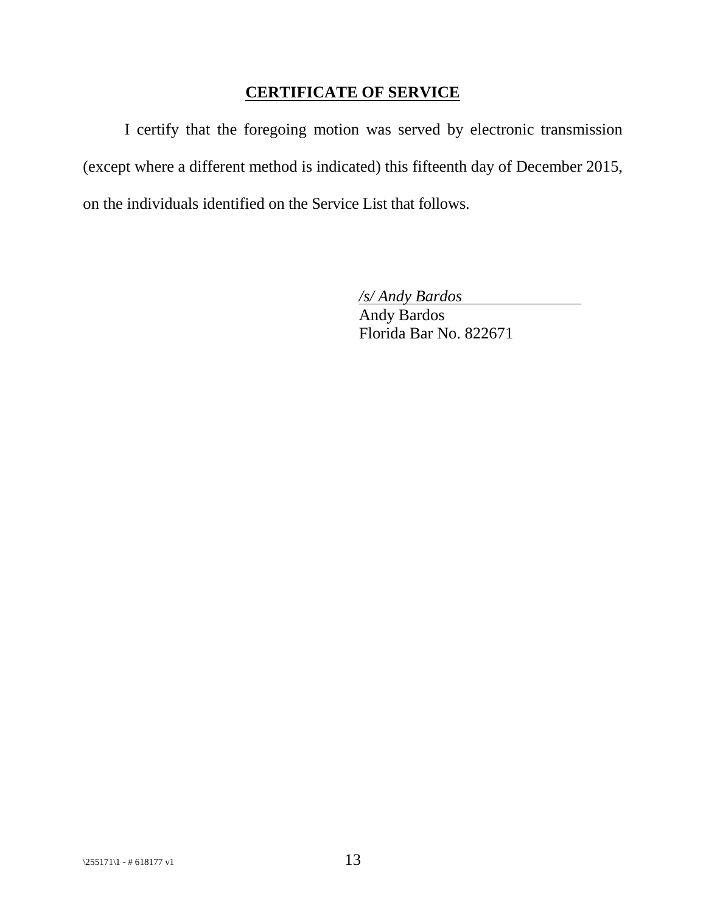## CERTIFICATE OF SERVICE

I certify that the foregoing motion was served by electronic transmission (except where a different method is indicated) this fifteenth day of December 2015, on the individuals identified on the Service List that follows.

*/s/ Andy Bardos*
Andy Bardos
Florida Bar No. 822671

\255171\1 - # 618177 v1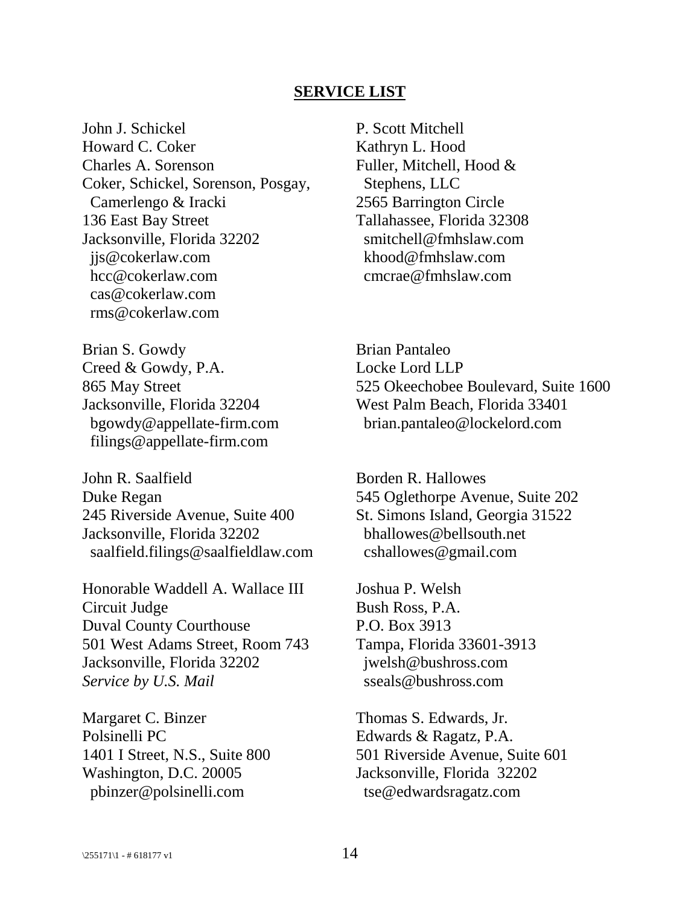**SERVICE LIST**

John J. Schickel
Howard C. Coker
Charles A. Sorenson
Coker, Schickel, Sorenson, Posgay,
Camerlengo & Iracki
136 East Bay Street
Jacksonville, Florida 32202
jjs@cokerlaw.com
hcc@cokerlaw.com
cas@cokerlaw.com
rms@cokerlaw.com

P. Scott Mitchell
Kathryn L. Hood
Fuller, Mitchell, Hood &
Stephens, LLC
2565 Barrington Circle
Tallahassee, Florida 32308
smitchell@fmhslaw.com
khood@fmhslaw.com
cmcrae@fmhslaw.com

Brian S. Gowdy
Creed & Gowdy, P.A.
865 May Street
Jacksonville, Florida 32204
bgowdy@appellate-firm.com
filings@appellate-firm.com

Brian Pantaleo
Locke Lord LLP
525 Okeechobee Boulevard, Suite 1600
West Palm Beach, Florida 33401
brian.pantaleo@lockelord.com

John R. Saalfield
Duke Regan
245 Riverside Avenue, Suite 400
Jacksonville, Florida 32202
saalfield.filings@saalfieldlaw.com

Borden R. Hallowes
545 Oglethorpe Avenue, Suite 202
St. Simons Island, Georgia 31522
bhallowes@bellsouth.net
cshallowes@gmail.com

Honorable Waddell A. Wallace III
Circuit Judge
Duval County Courthouse
501 West Adams Street, Room 743
Jacksonville, Florida 32202
*Service by U.S. Mail*

Joshua P. Welsh
Bush Ross, P.A.
P.O. Box 3913
Tampa, Florida 33601-3913
jwelsh@bushross.com
sseals@bushross.com

Margaret C. Binzer
Polsinelli PC
1401 I Street, N.S., Suite 800
Washington, D.C. 20005
pbinzer@polsinelli.com

Thomas S. Edwards, Jr.
Edwards & Ragatz, P.A.
501 Riverside Avenue, Suite 601
Jacksonville, Florida 32202
tse@edwardsragatz.com

\255171\1 - # 618177 v1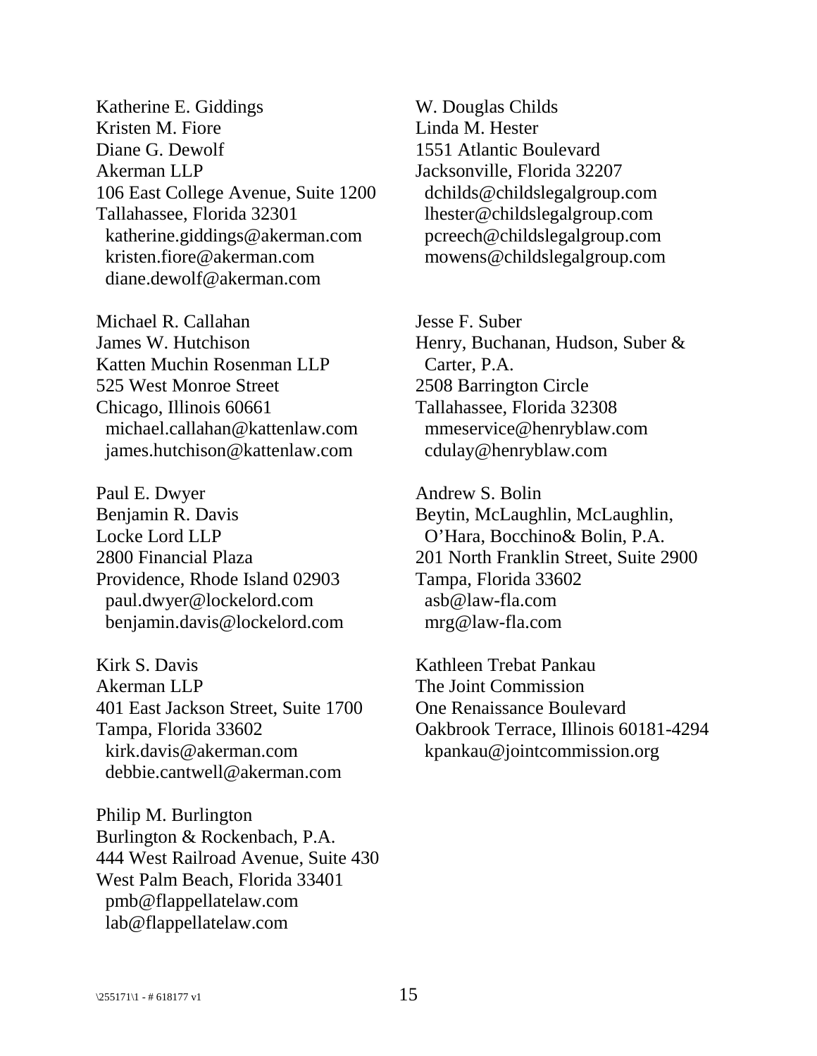Katherine E. Giddings
Kristen M. Fiore
Diane G. Dewolf
Akerman LLP
106 East College Avenue, Suite 1200
Tallahassee, Florida 32301
katherine.giddings@akerman.com
kristen.fiore@akerman.com
diane.dewolf@akerman.com

Michael R. Callahan
James W. Hutchison
Katten Muchin Rosenman LLP
525 West Monroe Street
Chicago, Illinois 60661
michael.callahan@kattenlaw.com
james.hutchison@kattenlaw.com

Paul E. Dwyer
Benjamin R. Davis
Locke Lord LLP
2800 Financial Plaza
Providence, Rhode Island 02903
paul.dwyer@lockelord.com
benjamin.davis@lockelord.com

Kirk S. Davis
Akerman LLP
401 East Jackson Street, Suite 1700
Tampa, Florida 33602
kirk.davis@akerman.com
debbie.cantwell@akerman.com

Philip M. Burlington
Burlington & Rockenbach, P.A.
444 West Railroad Avenue, Suite 430
West Palm Beach, Florida 33401
pmb@flappellatelaw.com
lab@flappellatelaw.com

W. Douglas Childs
Linda M. Hester
1551 Atlantic Boulevard
Jacksonville, Florida 32207
dchilds@childslegalgroup.com
lhester@childslegalgroup.com
pcreech@childslegalgroup.com
mowens@childslegalgroup.com

Jesse F. Suber
Henry, Buchanan, Hudson, Suber & Carter, P.A.
2508 Barrington Circle
Tallahassee, Florida 32308
mmeservice@henryblaw.com
cdulay@henryblaw.com

Andrew S. Bolin
Beytin, McLaughlin, McLaughlin, O'Hara, Bocchino& Bolin, P.A.
201 North Franklin Street, Suite 2900
Tampa, Florida 33602
asb@law-fla.com
mrg@law-fla.com

Kathleen Trebat Pankau
The Joint Commission
One Renaissance Boulevard
Oakbrook Terrace, Illinois 60181-4294
kpankau@jointcommission.org

\255171\1 - # 618177 v1